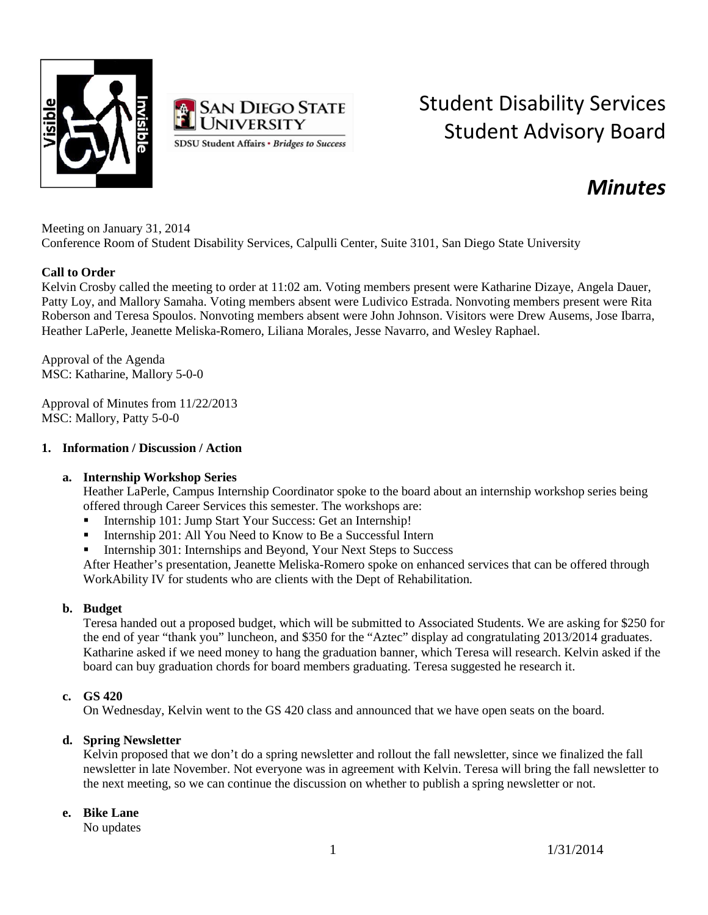# Student Disability Services Student Advisory Board

## *Minutes*

Meeting on January 31, 2014
Conference Room of Student Disability Services, Calpulli Center, Suite 3101, San Diego State University

**Call to Order**
Kelvin Crosby called the meeting to order at 11:02 am. Voting members present were Katharine Dizaye, Angela Dauer, Patty Loy, and Mallory Samaha. Voting members absent were Ludivico Estrada. Nonvoting members present were Rita Roberson and Teresa Spoulos. Nonvoting members absent were John Johnson. Visitors were Drew Ausems, Jose Ibarra, Heather LaPerle, Jeanette Meliska-Romero, Liliana Morales, Jesse Navarro, and Wesley Raphael.

Approval of the Agenda
MSC: Katharine, Mallory 5-0-0

Approval of Minutes from 11/22/2013
MSC: Mallory, Patty 5-0-0

**1. Information / Discussion / Action**

**a. Internship Workshop Series**
Heather LaPerle, Campus Internship Coordinator spoke to the board about an internship workshop series being offered through Career Services this semester. The workshops are:

- Internship 101: Jump Start Your Success: Get an Internship!
- Internship 201: All You Need to Know to Be a Successful Intern
- Internship 301: Internships and Beyond, Your Next Steps to Success

After Heather's presentation, Jeanette Meliska-Romero spoke on enhanced services that can be offered through WorkAbility IV for students who are clients with the Dept of Rehabilitation.

**b. Budget**
Teresa handed out a proposed budget, which will be submitted to Associated Students. We are asking for $250 for the end of year "thank you" luncheon, and $350 for the "Aztec" display ad congratulating 2013/2014 graduates. Katharine asked if we need money to hang the graduation banner, which Teresa will research. Kelvin asked if the board can buy graduation chords for board members graduating. Teresa suggested he research it.

**c. GS 420**
On Wednesday, Kelvin went to the GS 420 class and announced that we have open seats on the board.

**d. Spring Newsletter**
Kelvin proposed that we don't do a spring newsletter and rollout the fall newsletter, since we finalized the fall newsletter in late November. Not everyone was in agreement with Kelvin. Teresa will bring the fall newsletter to the next meeting, so we can continue the discussion on whether to publish a spring newsletter or not.

**e. Bike Lane**
No updates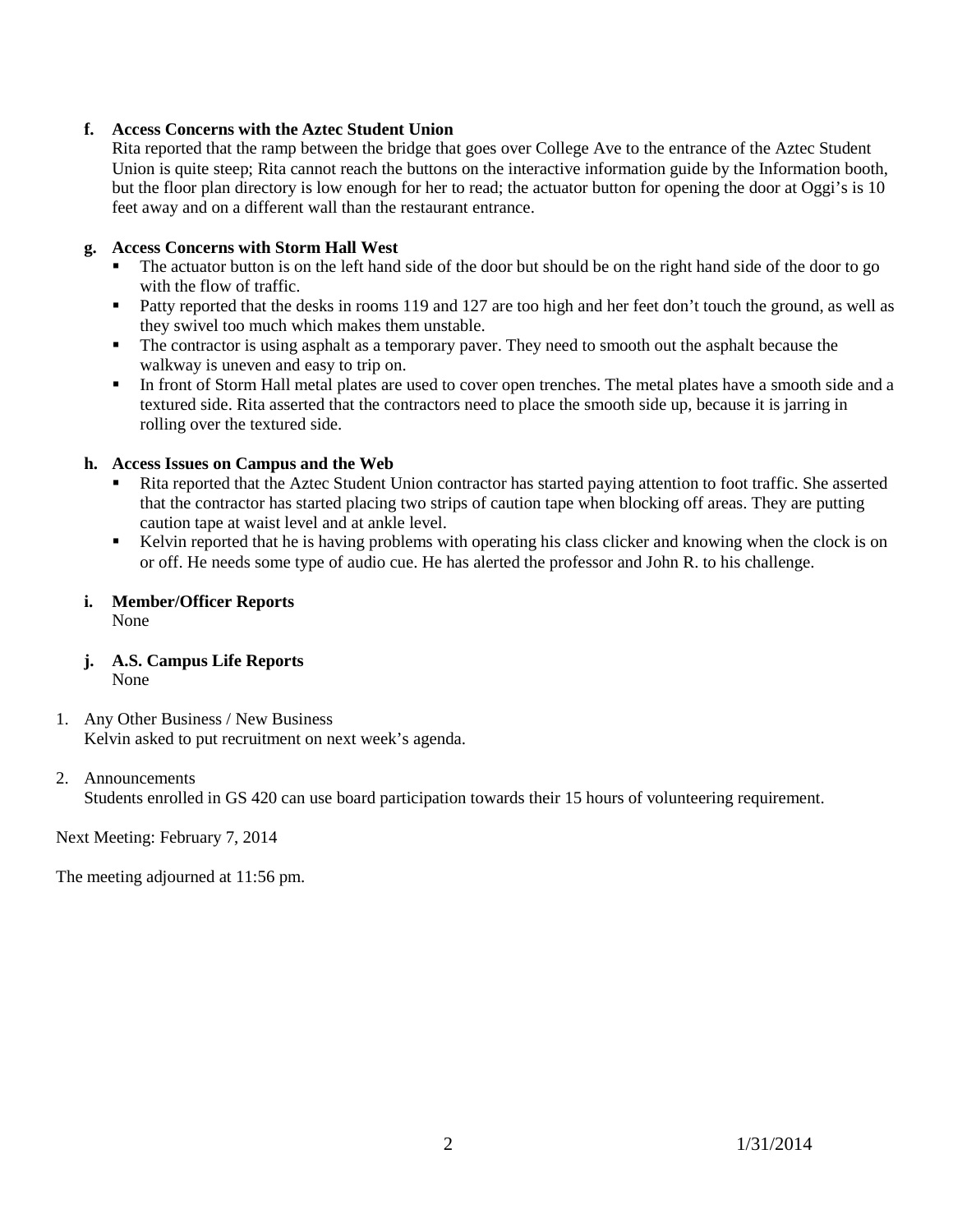**f. Access Concerns with the Aztec Student Union**

Rita reported that the ramp between the bridge that goes over College Ave to the entrance of the Aztec Student Union is quite steep; Rita cannot reach the buttons on the interactive information guide by the Information booth, but the floor plan directory is low enough for her to read; the actuator button for opening the door at Oggi's is 10 feet away and on a different wall than the restaurant entrance.

**g. Access Concerns with Storm Hall West**

- The actuator button is on the left hand side of the door but should be on the right hand side of the door to go with the flow of traffic.
- Patty reported that the desks in rooms 119 and 127 are too high and her feet don't touch the ground, as well as they swivel too much which makes them unstable.
- The contractor is using asphalt as a temporary paver. They need to smooth out the asphalt because the walkway is uneven and easy to trip on.
- In front of Storm Hall metal plates are used to cover open trenches. The metal plates have a smooth side and a textured side. Rita asserted that the contractors need to place the smooth side up, because it is jarring in rolling over the textured side.

**h. Access Issues on Campus and the Web**

- Rita reported that the Aztec Student Union contractor has started paying attention to foot traffic. She asserted that the contractor has started placing two strips of caution tape when blocking off areas. They are putting caution tape at waist level and at ankle level.
- Kelvin reported that he is having problems with operating his class clicker and knowing when the clock is on or off. He needs some type of audio cue. He has alerted the professor and John R. to his challenge.

**i. Member/Officer Reports**

None

**j. A.S. Campus Life Reports**

None

1. Any Other Business / New Business
   Kelvin asked to put recruitment on next week's agenda.

2. Announcements
   Students enrolled in GS 420 can use board participation towards their 15 hours of volunteering requirement.

Next Meeting: February 7, 2014

The meeting adjourned at 11:56 pm.